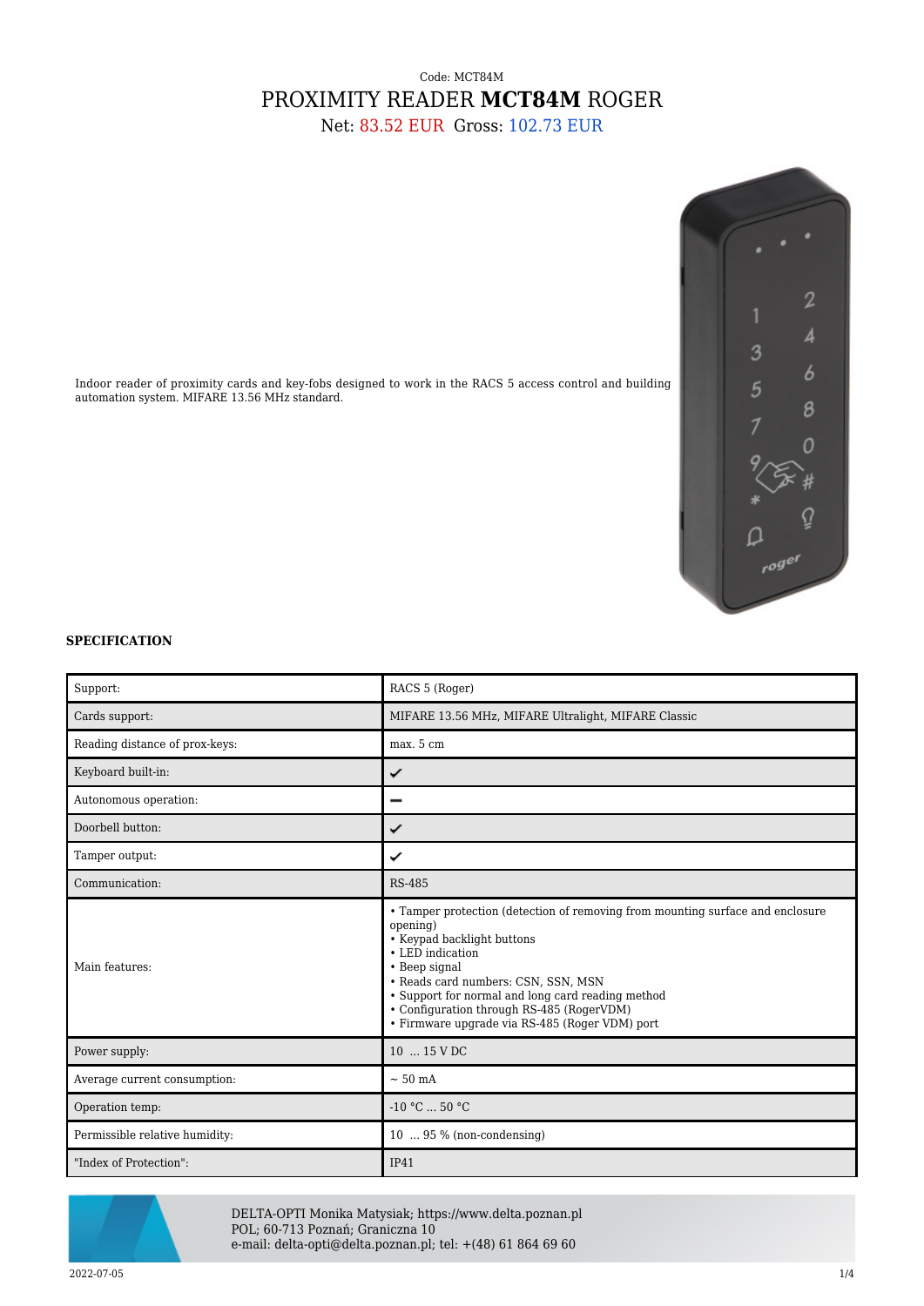Code: MCT84M

# PROXIMITY READER **MCT84M** ROGER

Net: 83.52 EUR Gross: 102.73 EUR

Indoor reader of proximity cards and key-fobs designed to work in the RACS 5 access control and building automation system. MIFARE 13.56 MHz standard.

## SPECIFICATION

| | |
|---|---|
| Support: | RACS 5 (Roger) |
| Cards support: | MIFARE 13.56 MHz, MIFARE Ultralight, MIFARE Classic |
| Reading distance of prox-keys: | max. 5 cm |
| Keyboard built-in: | ✔ |
| Autonomous operation: | – |
| Doorbell button: | ✔ |
| Tamper output: | ✔ |
| Communication: | RS-485 |
| Main features: | • Tamper protection (detection of removing from mounting surface and enclosure opening)<br>• Keypad backlight buttons<br>• LED indication<br>• Beep signal<br>• Reads card numbers: CSN, SSN, MSN<br>• Support for normal and long card reading method<br>• Configuration through RS-485 (RogerVDM)<br>• Firmware upgrade via RS-485 (Roger VDM) port |
| Power supply: | 10 ... 15 V DC |
| Average current consumption: | ~ 50 mA |
| Operation temp: | -10 °C ... 50 °C |
| Permissible relative humidity: | 10 ... 95 % (non-condensing) |
| "Index of Protection": | IP41 |

DELTA-OPTI Monika Matysiak; https://www.delta.poznan.pl
POL; 60-713 Poznań; Graniczna 10
e-mail: delta-opti@delta.poznan.pl; tel: +(48) 61 864 69 60

2022-07-05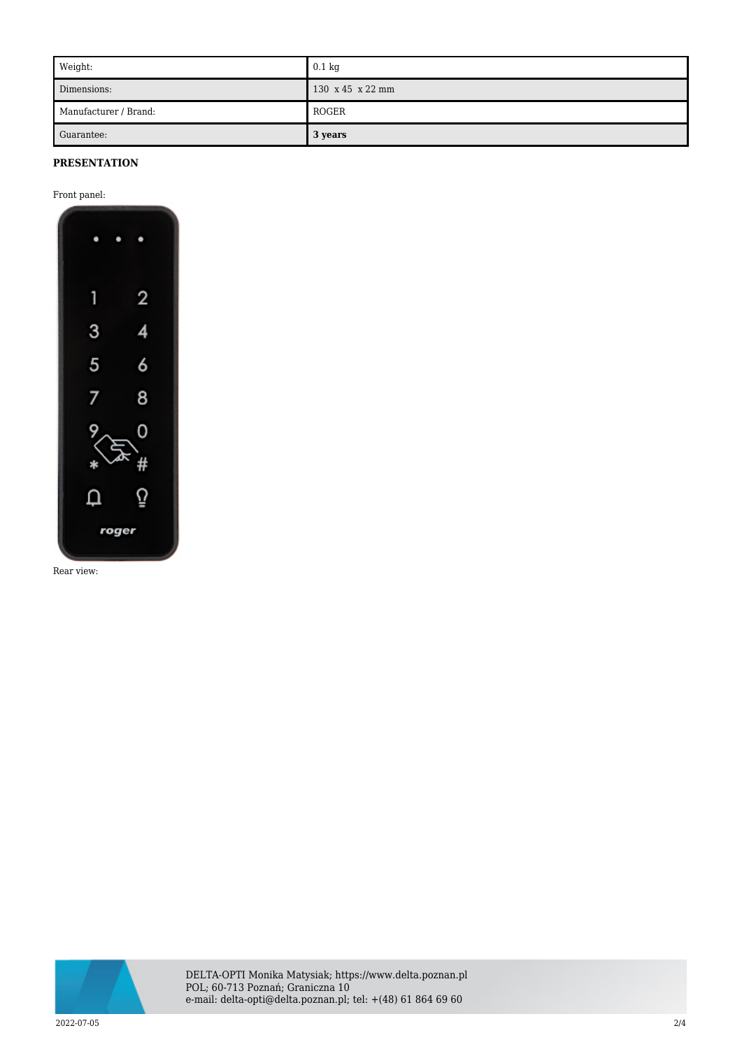| Weight: | 0.1 kg |
| --- | --- |
| Dimensions: | 130  x 45  x 22 mm |
| Manufacturer / Brand: | ROGER |
| Guarantee: | **3 years** |

**PRESENTATION**

Front panel:

Rear view: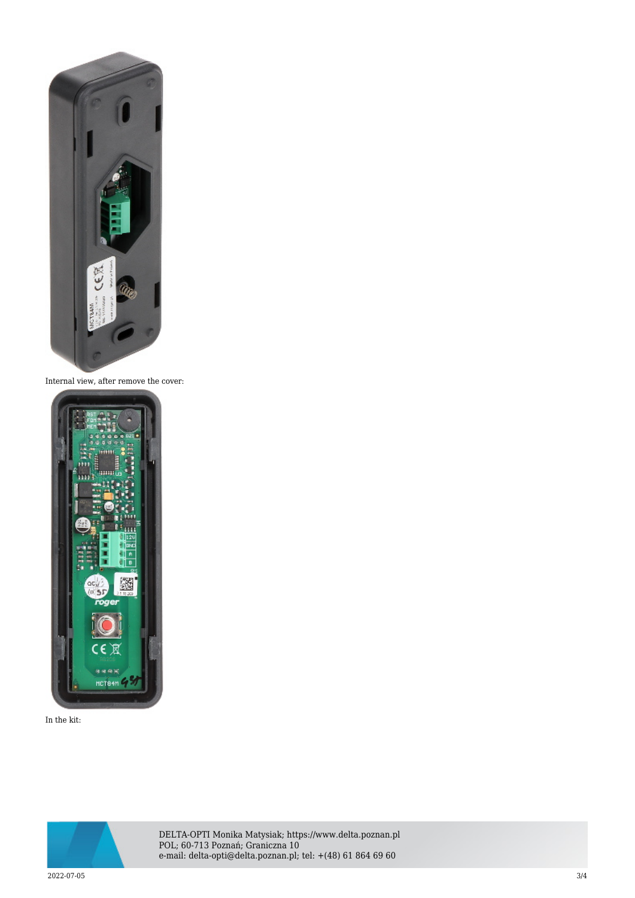Internal view, after remove the cover:

In the kit: